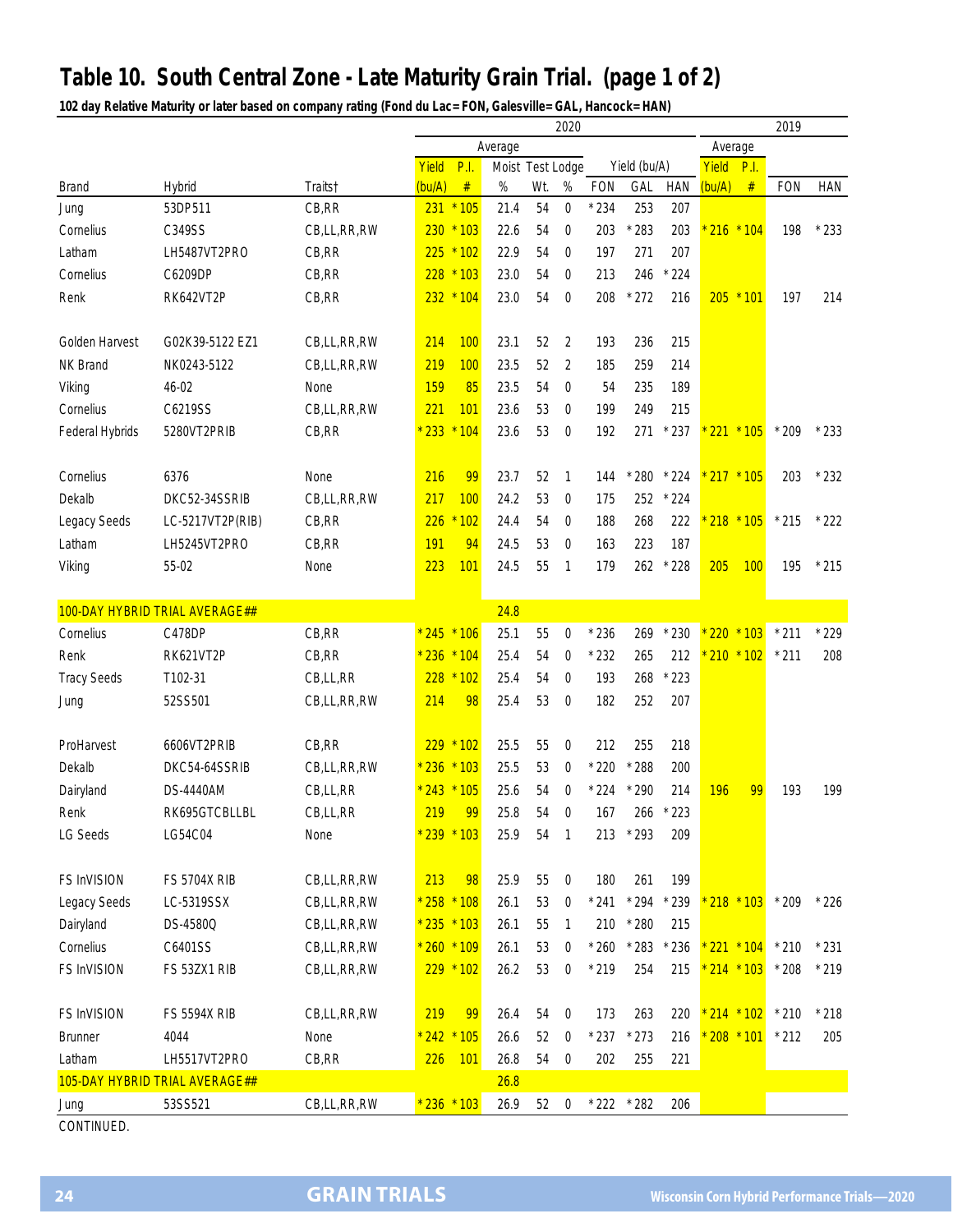# Table 10. South Central Zone - Late Maturity Grain Trial. (page 1 of 2)

**102 day Relative Maturity or later based on company rating (Fond du Lac=FON, Galesville=GAL, Hancock=HAN)**

| | | | 2020 | | | | | | | | 2019 | | | |
|---|---|---|---|---|---|---|---|---|---|---|---|---|---|---|
| | | | Average | | | | | | | | Average | | | |
| | | | Yield | P.I. | Moist | Test | Lodge | Yield (bu/A) | | | Yield | P.I. | | |
| Brand | Hybrid | Traits† | (bu/A) | # | % | Wt. | % | FON | GAL | HAN | (bu/A) | # | FON | HAN |
| Jung | 53DP511 | CB,RR | 231 | *105 | 21.4 | 54 | 0 | *234 | 253 | 207 | | | | |
| Cornelius | C349SS | CB,LL,RR,RW | 230 | *103 | 22.6 | 54 | 0 | 203 | *283 | 203 | *216 | *104 | 198 | *233 |
| Latham | LH5487VT2PRO | CB,RR | 225 | *102 | 22.9 | 54 | 0 | 197 | 271 | 207 | | | | |
| Cornelius | C6209DP | CB,RR | 228 | *103 | 23.0 | 54 | 0 | 213 | 246 | *224 | | | | |
| Renk | RK642VT2P | CB,RR | 232 | *104 | 23.0 | 54 | 0 | 208 | *272 | 216 | 205 | *101 | 197 | 214 |
| Golden Harvest | G02K39-5122 EZ1 | CB,LL,RR,RW | 214 | 100 | 23.1 | 52 | 2 | 193 | 236 | 215 | | | | |
| NK Brand | NK0243-5122 | CB,LL,RR,RW | 219 | 100 | 23.5 | 52 | 2 | 185 | 259 | 214 | | | | |
| Viking | 46-02 | None | 159 | 85 | 23.5 | 54 | 0 | 54 | 235 | 189 | | | | |
| Cornelius | C6219SS | CB,LL,RR,RW | 221 | 101 | 23.6 | 53 | 0 | 199 | 249 | 215 | | | | |
| Federal Hybrids | 5280VT2PRIB | CB,RR | *233 | *104 | 23.6 | 53 | 0 | 192 | 271 | *237 | *221 | *105 | *209 | *233 |
| Cornelius | 6376 | None | 216 | 99 | 23.7 | 52 | 1 | 144 | *280 | *224 | *217 | *105 | 203 | *232 |
| Dekalb | DKC52-34SSRIB | CB,LL,RR,RW | 217 | 100 | 24.2 | 53 | 0 | 175 | 252 | *224 | | | | |
| Legacy Seeds | LC-5217VT2P(RIB) | CB,RR | 226 | *102 | 24.4 | 54 | 0 | 188 | 268 | 222 | *218 | *105 | *215 | *222 |
| Latham | LH5245VT2PRO | CB,RR | 191 | 94 | 24.5 | 53 | 0 | 163 | 223 | 187 | | | | |
| Viking | 55-02 | None | 223 | 101 | 24.5 | 55 | 1 | 179 | 262 | *228 | 205 | 100 | 195 | *215 |
| 100-DAY HYBRID TRIAL AVERAGE## | | | | | 24.8 | | | | | | | | | |
| Cornelius | C478DP | CB,RR | *245 | *106 | 25.1 | 55 | 0 | *236 | 269 | *230 | *220 | *103 | *211 | *229 |
| Renk | RK621VT2P | CB,RR | *236 | *104 | 25.4 | 54 | 0 | *232 | 265 | 212 | *210 | *102 | *211 | 208 |
| Tracy Seeds | T102-31 | CB,LL,RR | 228 | *102 | 25.4 | 54 | 0 | 193 | 268 | *223 | | | | |
| Jung | 52SS501 | CB,LL,RR,RW | 214 | 98 | 25.4 | 53 | 0 | 182 | 252 | 207 | | | | |
| ProHarvest | 6606VT2PRIB | CB,RR | 229 | *102 | 25.5 | 55 | 0 | 212 | 255 | 218 | | | | |
| Dekalb | DKC54-64SSRIB | CB,LL,RR,RW | *236 | *103 | 25.5 | 53 | 0 | *220 | *288 | 200 | | | | |
| Dairyland | DS-4440AM | CB,LL,RR | *243 | *105 | 25.6 | 54 | 0 | *224 | *290 | 214 | 196 | 99 | 193 | 199 |
| Renk | RK695GTCBLLBL | CB,LL,RR | 219 | 99 | 25.8 | 54 | 0 | 167 | 266 | *223 | | | | |
| LG Seeds | LG54C04 | None | *239 | *103 | 25.9 | 54 | 1 | 213 | *293 | 209 | | | | |
| FS InVISION | FS 5704X RIB | CB,LL,RR,RW | 213 | 98 | 25.9 | 55 | 0 | 180 | 261 | 199 | | | | |
| Legacy Seeds | LC-5319SSX | CB,LL,RR,RW | *258 | *108 | 26.1 | 53 | 0 | *241 | *294 | *239 | *218 | *103 | *209 | *226 |
| Dairyland | DS-4580Q | CB,LL,RR,RW | *235 | *103 | 26.1 | 55 | 1 | 210 | *280 | 215 | | | | |
| Cornelius | C6401SS | CB,LL,RR,RW | *260 | *109 | 26.1 | 53 | 0 | *260 | *283 | *236 | *221 | *104 | *210 | *231 |
| FS InVISION | FS 53ZX1 RIB | CB,LL,RR,RW | 229 | *102 | 26.2 | 53 | 0 | *219 | 254 | 215 | *214 | *103 | *208 | *219 |
| FS InVISION | FS 5594X RIB | CB,LL,RR,RW | 219 | 99 | 26.4 | 54 | 0 | 173 | 263 | 220 | *214 | *102 | *210 | *218 |
| Brunner | 4044 | None | *242 | *105 | 26.6 | 52 | 0 | *237 | *273 | 216 | *208 | *101 | *212 | 205 |
| Latham | LH5517VT2PRO | CB,RR | 226 | 101 | 26.8 | 54 | 0 | 202 | 255 | 221 | | | | |
| 105-DAY HYBRID TRIAL AVERAGE## | | | | | 26.8 | | | | | | | | | |
| Jung | 53SS521 | CB,LL,RR,RW | *236 | *103 | 26.9 | 52 | 0 | *222 | *282 | 206 | | | | |

CONTINUED.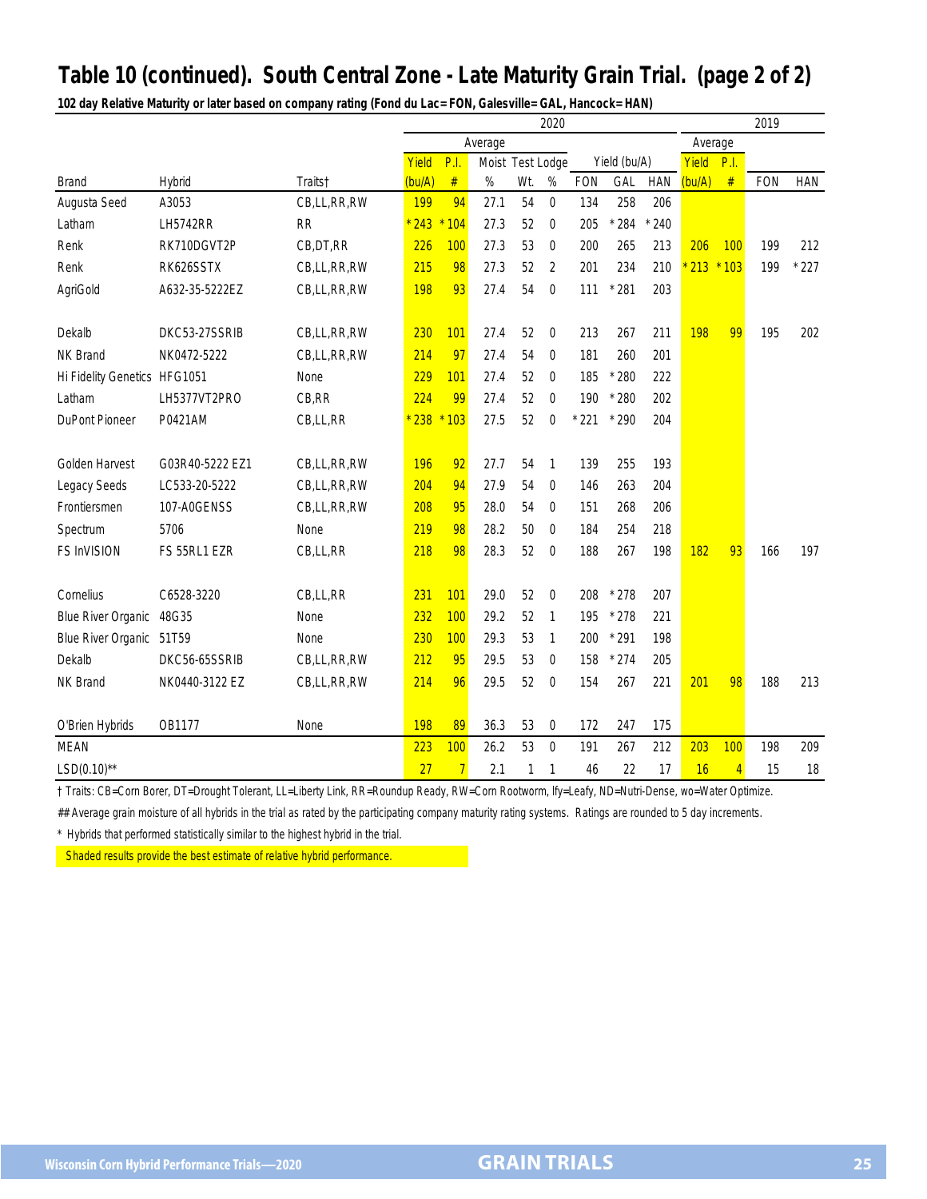# Table 10 (continued). South Central Zone - Late Maturity Grain Trial. (page 2 of 2)

**102 day Relative Maturity or later based on company rating (Fond du Lac= FON, Galesville= GAL, Hancock= HAN)**

| | | | 2020 | | | | | | | | 2019 | | | |
|---|---|---|---|---|---|---|---|---|---|---|---|---|---|---|
| | | | Average | | | | | | | | Average | | | |
| | | | Yield | P.I. | Moist | Test | Lodge | Yield (bu/A) | | | Yield | P.I. | | |
| Brand | Hybrid | Traits† | (bu/A) | # | % | Wt. | % | FON | GAL | HAN | (bu/A) | # | FON | HAN |
| Augusta Seed | A3053 | CB,LL,RR,RW | 199 | 94 | 27.1 | 54 | 0 | 134 | 258 | 206 | | | | |
| Latham | LH5742RR | RR | *243 | *104 | 27.3 | 52 | 0 | 205 | *284 | *240 | | | | |
| Renk | RK710DGVT2P | CB,DT,RR | 226 | 100 | 27.3 | 53 | 0 | 200 | 265 | 213 | 206 | 100 | 199 | 212 |
| Renk | RK626SSTX | CB,LL,RR,RW | 215 | 98 | 27.3 | 52 | 2 | 201 | 234 | 210 | *213 | *103 | 199 | *227 |
| AgriGold | A632-35-5222EZ | CB,LL,RR,RW | 198 | 93 | 27.4 | 54 | 0 | 111 | *281 | 203 | | | | |
| Dekalb | DKC53-27SSRIB | CB,LL,RR,RW | 230 | 101 | 27.4 | 52 | 0 | 213 | 267 | 211 | 198 | 99 | 195 | 202 |
| NK Brand | NK0472-5222 | CB,LL,RR,RW | 214 | 97 | 27.4 | 54 | 0 | 181 | 260 | 201 | | | | |
| Hi Fidelity Genetics | HFG1051 | None | 229 | 101 | 27.4 | 52 | 0 | 185 | *280 | 222 | | | | |
| Latham | LH5377VT2PRO | CB,RR | 224 | 99 | 27.4 | 52 | 0 | 190 | *280 | 202 | | | | |
| DuPont Pioneer | P0421AM | CB,LL,RR | *238 | *103 | 27.5 | 52 | 0 | *221 | *290 | 204 | | | | |
| Golden Harvest | G03R40-5222 EZ1 | CB,LL,RR,RW | 196 | 92 | 27.7 | 54 | 1 | 139 | 255 | 193 | | | | |
| Legacy Seeds | LC533-20-5222 | CB,LL,RR,RW | 204 | 94 | 27.9 | 54 | 0 | 146 | 263 | 204 | | | | |
| Frontiersmen | 107-A0GENSS | CB,LL,RR,RW | 208 | 95 | 28.0 | 54 | 0 | 151 | 268 | 206 | | | | |
| Spectrum | 5706 | None | 219 | 98 | 28.2 | 50 | 0 | 184 | 254 | 218 | | | | |
| FS InVISION | FS 55RL1 EZR | CB,LL,RR | 218 | 98 | 28.3 | 52 | 0 | 188 | 267 | 198 | 182 | 93 | 166 | 197 |
| Cornelius | C6528-3220 | CB,LL,RR | 231 | 101 | 29.0 | 52 | 0 | 208 | *278 | 207 | | | | |
| Blue River Organic | 48G35 | None | 232 | 100 | 29.2 | 52 | 1 | 195 | *278 | 221 | | | | |
| Blue River Organic | 51T59 | None | 230 | 100 | 29.3 | 53 | 1 | 200 | *291 | 198 | | | | |
| Dekalb | DKC56-65SSRIB | CB,LL,RR,RW | 212 | 95 | 29.5 | 53 | 0 | 158 | *274 | 205 | | | | |
| NK Brand | NK0440-3122 EZ | CB,LL,RR,RW | 214 | 96 | 29.5 | 52 | 0 | 154 | 267 | 221 | 201 | 98 | 188 | 213 |
| O'Brien Hybrids | OB1177 | None | 198 | 89 | 36.3 | 53 | 0 | 172 | 247 | 175 | | | | |
| MEAN | | | 223 | 100 | 26.2 | 53 | 0 | 191 | 267 | 212 | 203 | 100 | 198 | 209 |
| LSD(0.10)** | | | 27 | 7 | 2.1 | 1 | 1 | 46 | 22 | 17 | 16 | 4 | 15 | 18 |

† Traits: CB=Corn Borer, DT=Drought Tolerant, LL=Liberty Link, RR=Roundup Ready, RW=Corn Rootworm, lfy=Leafy, ND=Nutri-Dense, wo=Water Optimize.

## Average grain moisture of all hybrids in the trial as rated by the participating company maturity rating systems. Ratings are rounded to 5 day increments.

\* Hybrids that performed statistically similar to the highest hybrid in the trial.

Shaded results provide the best estimate of relative hybrid performance.